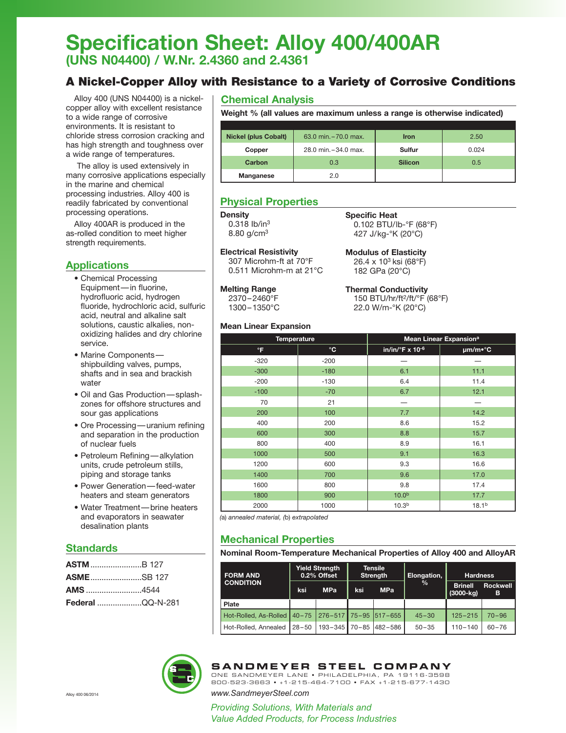# Specification Sheet: Alloy 400/400AR

## (UNS N04400) / W.Nr. 2.4360 and 2.4361

## A Nickel-Copper Alloy with Resistance to a Variety of Corrosive Conditions

Alloy 400 (UNS N04400) is a nickel-copper alloy with excellent resistance to a wide range of corrosive environments. It is resistant to chloride stress corrosion cracking and has high strength and toughness over a wide range of temperatures.

The alloy is used extensively in many corrosive applications especially in the marine and chemical processing industries. Alloy 400 is readily fabricated by conventional processing operations.

Alloy 400AR is produced in the as-rolled condition to meet higher strength requirements.

### Applications

- Chemical Processing Equipment — in fluorine, hydrofluoric acid, hydrogen fluoride, hydrochloric acid, sulfuric acid, neutral and alkaline salt solutions, caustic alkalies, non-oxidizing halides and dry chlorine service.
- Marine Components — shipbuilding valves, pumps, shafts and in sea and brackish water
- Oil and Gas Production — splash-zones for offshore structures and sour gas applications
- Ore Processing — uranium refining and separation in the production of nuclear fuels
- Petroleum Refining — alkylation units, crude petroleum stills, piping and storage tanks
- Power Generation — feed-water heaters and steam generators
- Water Treatment — brine heaters and evaporators in seawater desalination plants

### Standards

**ASTM**.......................B 127

**ASME**.......................SB 127

**AMS**.........................4544

**Federal**....................QQ-N-281

### Chemical Analysis

**Weight % (all values are maximum unless a range is otherwise indicated)**

| | | | |
|---|---|---|---|
| **Nickel (plus Cobalt)** | 63.0 min.–70.0 max. | **Iron** | 2.50 |
| **Copper** | 28.0 min.–34.0 max. | **Sulfur** | 0.024 |
| **Carbon** | 0.3 | **Silicon** | 0.5 |
| **Manganese** | 2.0 | | |

### Physical Properties

**Density**
0.318 lb/in$^3$
8.80 g/cm$^3$

**Specific Heat**
0.102 BTU/lb-°F (68°F)
427 J/kg-°K (20°C)

**Electrical Resistivity**
307 Microhm-ft at 70°F
0.511 Microhm-m at 21°C

**Modulus of Elasticity**
26.4 x 10$^3$ ksi (68°F)
182 GPa (20°C)

**Melting Range**
2370–2460°F
1300–1350°C

**Thermal Conductivity**
150 BTU/hr/ft$^2$/ft/°F (68°F)
22.0 W/m-°K (20°C)

**Mean Linear Expansion**

| Temperature | | Mean Linear Expansion[a] | |
|---|---|---|---|
| °F | °C | in/in/°F x 10$^{-6}$ | µm/m•°C |
| -320 | -200 | — | — |
| -300 | -180 | 6.1 | 11.1 |
| -200 | -130 | 6.4 | 11.4 |
| -100 | -70 | 6.7 | 12.1 |
| 70 | 21 | — | — |
| 200 | 100 | 7.7 | 14.2 |
| 400 | 200 | 8.6 | 15.2 |
| 600 | 300 | 8.8 | 15.7 |
| 800 | 400 | 8.9 | 16.1 |
| 1000 | 500 | 9.1 | 16.3 |
| 1200 | 600 | 9.3 | 16.6 |
| 1400 | 700 | 9.6 | 17.0 |
| 1600 | 800 | 9.8 | 17.4 |
| 1800 | 900 | 10.0[b] | 17.7 |
| 2000 | 1000 | 10.3[b] | 18.1[b] |

*(a) annealed material, (b) extrapolated*

### Mechanical Properties

**Nominal Room-Temperature Mechanical Properties of Alloy 400 and AlloyAR**

| Form and Condition | Yield Strength 0.2% Offset | | Tensile Strength | | Elongation, % | Hardness | |
|---|---|---|---|---|---|---|---|
| | ksi | MPa | ksi | MPa | | Brinell (3000-kg) | Rockwell B |
| **Plate** | | | | | | | |
| Hot-Rolled, As-Rolled | 40–75 | 276–517 | 75–95 | 517–655 | 45–30 | 125–215 | 70–96 |
| Hot-Rolled, Annealed | 28–50 | 193–345 | 70–85 | 482–586 | 50–35 | 110–140 | 60–76 |

**SANDMEYER STEEL COMPANY**
ONE SANDMEYER LANE • PHILADELPHIA, PA 19116-3598
800-523-3663 • +1-215-464-7100 • FAX +1-215-677-1430
www.SandmeyerSteel.com

*Providing Solutions, With Materials and Value Added Products, for Process Industries*

Alloy 400 06/2014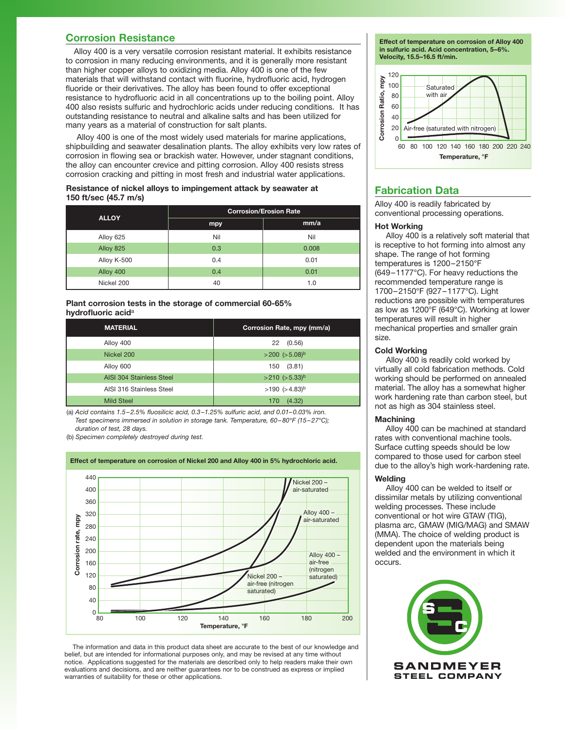## Corrosion Resistance

Alloy 400 is a very versatile corrosion resistant material. It exhibits resistance to corrosion in many reducing environments, and it is generally more resistant than higher copper alloys to oxidizing media. Alloy 400 is one of the few materials that will withstand contact with fluorine, hydrofluoric acid, hydrogen fluoride or their derivatives. The alloy has been found to offer exceptional resistance to hydrofluoric acid in all concentrations up to the boiling point. Alloy 400 also resists sulfuric and hydrochloric acids under reducing conditions. It has outstanding resistance to neutral and alkaline salts and has been utilized for many years as a material of construction for salt plants.

Alloy 400 is one of the most widely used materials for marine applications, shipbuilding and seawater desalination plants. The alloy exhibits very low rates of corrosion in flowing sea or brackish water. However, under stagnant conditions, the alloy can encounter crevice and pitting corrosion. Alloy 400 resists stress corrosion cracking and pitting in most fresh and industrial water applications.

**Resistance of nickel alloys to impingement attack by seawater at 150 ft/sec (45.7 m/s)**

| ALLOY | Corrosion/Erosion Rate | |
|---|---|---|
| | mpy | mm/a |
| Alloy 625 | Nil | Nil |
| Alloy 825 | 0.3 | 0.008 |
| Alloy K-500 | 0.4 | 0.01 |
| Alloy 400 | 0.4 | 0.01 |
| Nickel 200 | 40 | 1.0 |

**Plant corrosion tests in the storage of commercial 60-65% hydrofluoric acid**[a]

| MATERIAL | Corrosion Rate, mpy (mm/a) |
|---|---|
| Alloy 400 | 22 (0.56) |
| Nickel 200 | >200 (>5.08)[b] |
| Alloy 600 | 150 (3.81) |
| AISI 304 Stainless Steel | >210 (>5.33)[b] |
| AISI 316 Stainless Steel | >190 (>4.83)[b] |
| Mild Steel | 170 (4.32) |

(a) *Acid contains 1.5–2.5% fluosilicic acid, 0.3–1.25% sulfuric acid, and 0.01–0.03% iron. Test specimens immersed in solution in storage tank. Temperature, 60–80°F (15–27°C); duration of test, 28 days.*

(b) *Specimen completely destroyed during test.*

**Effect of temperature on corrosion of Nickel 200 and Alloy 400 in 5% hydrochloric acid.**

Corrosion rate, mpy
0 40 80 120 160 200 240 280 320 360 400 440
Temperature, °F
80 100 120 140 160 180 200
Nickel 200 – air-saturated
Alloy 400 – air-saturated
Alloy 400 – air-free (nitrogen saturated)
Nickel 200 – air-free (nitrogen saturated)

**Effect of temperature on corrosion of Alloy 400 in sulfuric acid. Acid concentration, 5–6%. Velocity, 15.5–16.5 ft/min.**

Corrosion Ratio, mpy
0 20 40 60 80 100 120
Temperature, °F
60 80 100 120 140 160 180 200 220 240
Saturated with air
Air-free (saturated with nitrogen)

## Fabrication Data

Alloy 400 is readily fabricated by conventional processing operations.

### Hot Working

Alloy 400 is a relatively soft material that is receptive to hot forming into almost any shape. The range of hot forming temperatures is 1200–2150°F (649–1177°C). For heavy reductions the recommended temperature range is 1700–2150°F (927–1177°C). Light reductions are possible with temperatures as low as 1200°F (649°C). Working at lower temperatures will result in higher mechanical properties and smaller grain size.

### Cold Working

Alloy 400 is readily cold worked by virtually all cold fabrication methods. Cold working should be performed on annealed material. The alloy has a somewhat higher work hardening rate than carbon steel, but not as high as 304 stainless steel.

### Machining

Alloy 400 can be machined at standard rates with conventional machine tools. Surface cutting speeds should be low compared to those used for carbon steel due to the alloy's high work-hardening rate.

### Welding

Alloy 400 can be welded to itself or dissimilar metals by utilizing conventional welding processes. These include conventional or hot wire GTAW (TIG), plasma arc, GMAW (MIG/MAG) and SMAW (MMA). The choice of welding product is dependent upon the materials being welded and the environment in which it occurs.

The information and data in this product data sheet are accurate to the best of our knowledge and belief, but are intended for informational purposes only, and may be revised at any time without notice. Applications suggested for the materials are described only to help readers make their own evaluations and decisions, and are neither guarantees nor to be construed as express or implied warranties of suitability for these or other applications.

SANDMEYER STEEL COMPANY